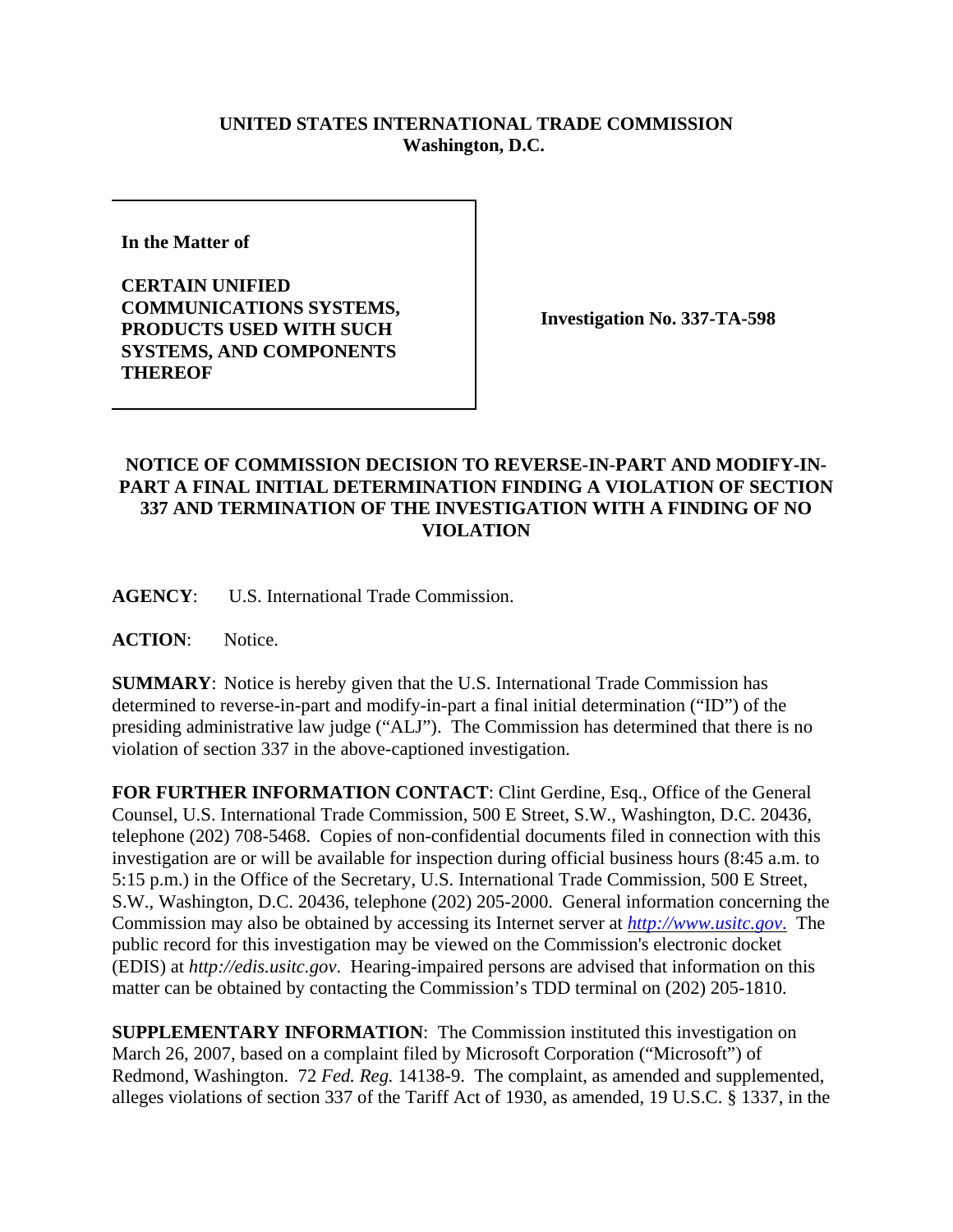**UNITED STATES INTERNATIONAL TRADE COMMISSION**
**Washington, D.C.**

| In the Matter of<br><br>**CERTAIN UNIFIED COMMUNICATIONS SYSTEMS, PRODUCTS USED WITH SUCH SYSTEMS, AND COMPONENTS THEREOF** | **Investigation No. 337-TA-598** |
|---|---|

**NOTICE OF COMMISSION DECISION TO REVERSE-IN-PART AND MODIFY-IN-PART A FINAL INITIAL DETERMINATION FINDING A VIOLATION OF SECTION 337 AND TERMINATION OF THE INVESTIGATION WITH A FINDING OF NO VIOLATION**

**AGENCY**: U.S. International Trade Commission.

**ACTION**: Notice.

**SUMMARY**: Notice is hereby given that the U.S. International Trade Commission has determined to reverse-in-part and modify-in-part a final initial determination ("ID") of the presiding administrative law judge ("ALJ"). The Commission has determined that there is no violation of section 337 in the above-captioned investigation.

**FOR FURTHER INFORMATION CONTACT**: Clint Gerdine, Esq., Office of the General Counsel, U.S. International Trade Commission, 500 E Street, S.W., Washington, D.C. 20436, telephone (202) 708-5468. Copies of non-confidential documents filed in connection with this investigation are or will be available for inspection during official business hours (8:45 a.m. to 5:15 p.m.) in the Office of the Secretary, U.S. International Trade Commission, 500 E Street, S.W., Washington, D.C. 20436, telephone (202) 205-2000. General information concerning the Commission may also be obtained by accessing its Internet server at *http://www.usitc.gov*. The public record for this investigation may be viewed on the Commission's electronic docket (EDIS) at *http://edis.usitc.gov*. Hearing-impaired persons are advised that information on this matter can be obtained by contacting the Commission's TDD terminal on (202) 205-1810.

**SUPPLEMENTARY INFORMATION**: The Commission instituted this investigation on March 26, 2007, based on a complaint filed by Microsoft Corporation ("Microsoft") of Redmond, Washington. 72 *Fed. Reg.* 14138-9. The complaint, as amended and supplemented, alleges violations of section 337 of the Tariff Act of 1930, as amended, 19 U.S.C. § 1337, in the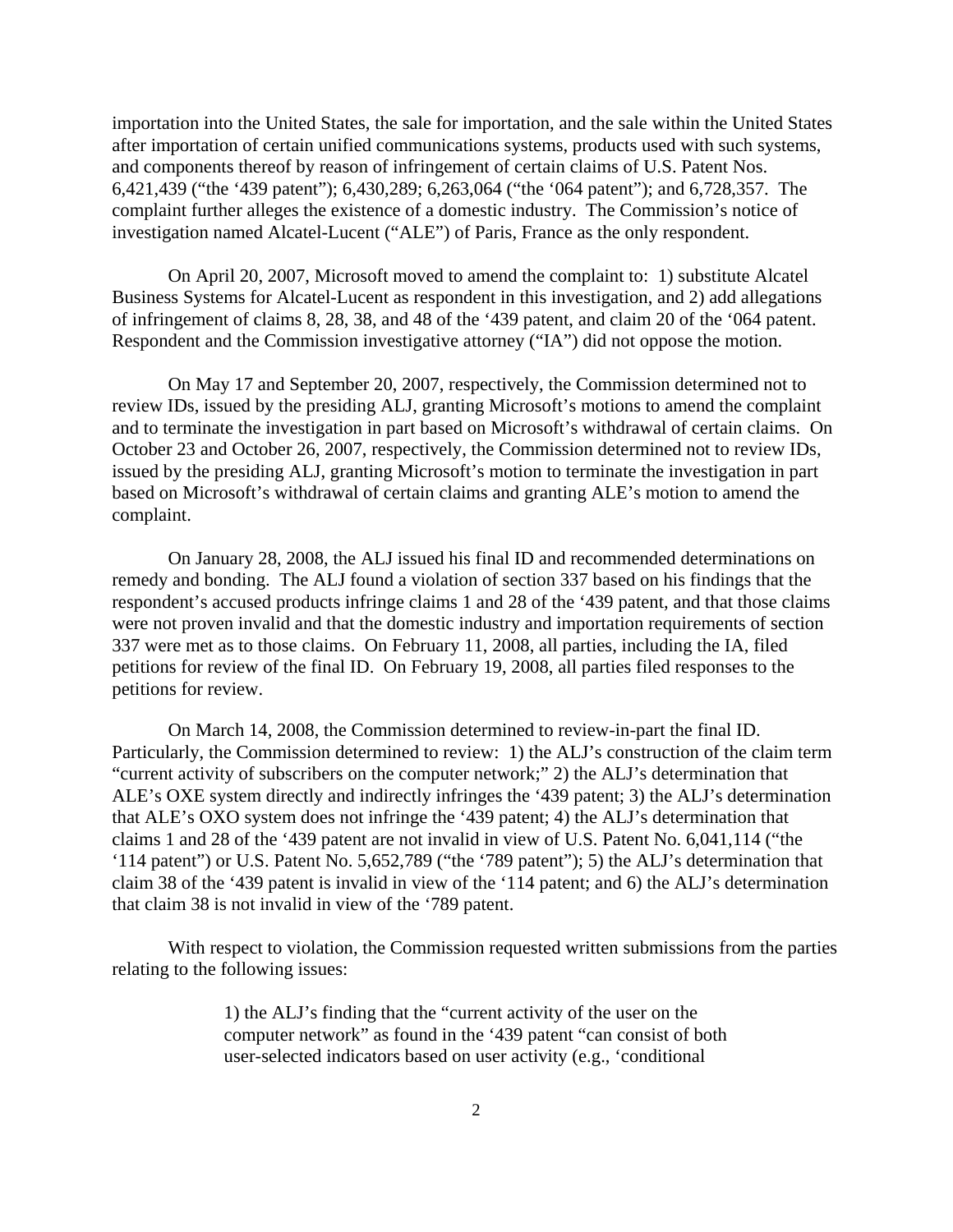importation into the United States, the sale for importation, and the sale within the United States after importation of certain unified communications systems, products used with such systems, and components thereof by reason of infringement of certain claims of U.S. Patent Nos. 6,421,439 ("the '439 patent"); 6,430,289; 6,263,064 ("the '064 patent"); and 6,728,357. The complaint further alleges the existence of a domestic industry. The Commission's notice of investigation named Alcatel-Lucent ("ALE") of Paris, France as the only respondent.

On April 20, 2007, Microsoft moved to amend the complaint to: 1) substitute Alcatel Business Systems for Alcatel-Lucent as respondent in this investigation, and 2) add allegations of infringement of claims 8, 28, 38, and 48 of the '439 patent, and claim 20 of the '064 patent. Respondent and the Commission investigative attorney ("IA") did not oppose the motion.

On May 17 and September 20, 2007, respectively, the Commission determined not to review IDs, issued by the presiding ALJ, granting Microsoft's motions to amend the complaint and to terminate the investigation in part based on Microsoft's withdrawal of certain claims. On October 23 and October 26, 2007, respectively, the Commission determined not to review IDs, issued by the presiding ALJ, granting Microsoft's motion to terminate the investigation in part based on Microsoft's withdrawal of certain claims and granting ALE's motion to amend the complaint.

On January 28, 2008, the ALJ issued his final ID and recommended determinations on remedy and bonding. The ALJ found a violation of section 337 based on his findings that the respondent's accused products infringe claims 1 and 28 of the '439 patent, and that those claims were not proven invalid and that the domestic industry and importation requirements of section 337 were met as to those claims. On February 11, 2008, all parties, including the IA, filed petitions for review of the final ID. On February 19, 2008, all parties filed responses to the petitions for review.

On March 14, 2008, the Commission determined to review-in-part the final ID. Particularly, the Commission determined to review: 1) the ALJ's construction of the claim term "current activity of subscribers on the computer network;" 2) the ALJ's determination that ALE's OXE system directly and indirectly infringes the '439 patent; 3) the ALJ's determination that ALE's OXO system does not infringe the '439 patent; 4) the ALJ's determination that claims 1 and 28 of the '439 patent are not invalid in view of U.S. Patent No. 6,041,114 ("the '114 patent") or U.S. Patent No. 5,652,789 ("the '789 patent"); 5) the ALJ's determination that claim 38 of the '439 patent is invalid in view of the '114 patent; and 6) the ALJ's determination that claim 38 is not invalid in view of the '789 patent.

With respect to violation, the Commission requested written submissions from the parties relating to the following issues:

> 1) the ALJ's finding that the "current activity of the user on the computer network" as found in the '439 patent "can consist of both user-selected indicators based on user activity (e.g., 'conditional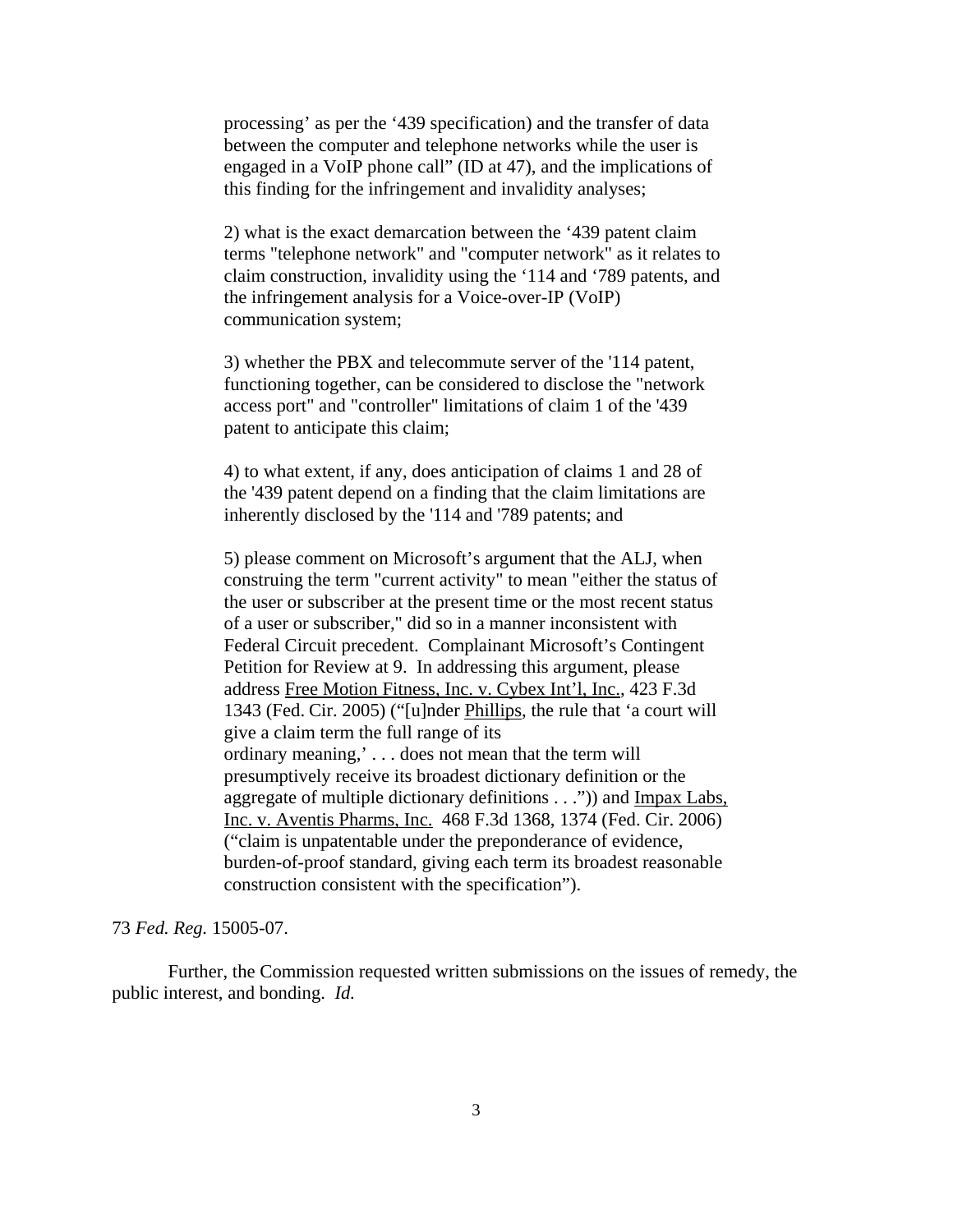> processing' as per the '439 specification) and the transfer of data between the computer and telephone networks while the user is engaged in a VoIP phone call" (ID at 47), and the implications of this finding for the infringement and invalidity analyses;
>
> 2) what is the exact demarcation between the '439 patent claim terms "telephone network" and "computer network" as it relates to claim construction, invalidity using the '114 and '789 patents, and the infringement analysis for a Voice-over-IP (VoIP) communication system;
>
> 3) whether the PBX and telecommute server of the '114 patent, functioning together, can be considered to disclose the "network access port" and "controller" limitations of claim 1 of the '439 patent to anticipate this claim;
>
> 4) to what extent, if any, does anticipation of claims 1 and 28 of the '439 patent depend on a finding that the claim limitations are inherently disclosed by the '114 and '789 patents; and
>
> 5) please comment on Microsoft's argument that the ALJ, when construing the term "current activity" to mean "either the status of the user or subscriber at the present time or the most recent status of a user or subscriber," did so in a manner inconsistent with Federal Circuit precedent. Complainant Microsoft's Contingent Petition for Review at 9. In addressing this argument, please address Free Motion Fitness, Inc. v. Cybex Int'l, Inc., 423 F.3d 1343 (Fed. Cir. 2005) ("[u]nder Phillips, the rule that 'a court will give a claim term the full range of its ordinary meaning,' . . . does not mean that the term will presumptively receive its broadest dictionary definition or the aggregate of multiple dictionary definitions . . .")) and Impax Labs, Inc. v. Aventis Pharms, Inc. 468 F.3d 1368, 1374 (Fed. Cir. 2006) ("claim is unpatentable under the preponderance of evidence, burden-of-proof standard, giving each term its broadest reasonable construction consistent with the specification").

73 *Fed. Reg.* 15005-07.

Further, the Commission requested written submissions on the issues of remedy, the public interest, and bonding. *Id.*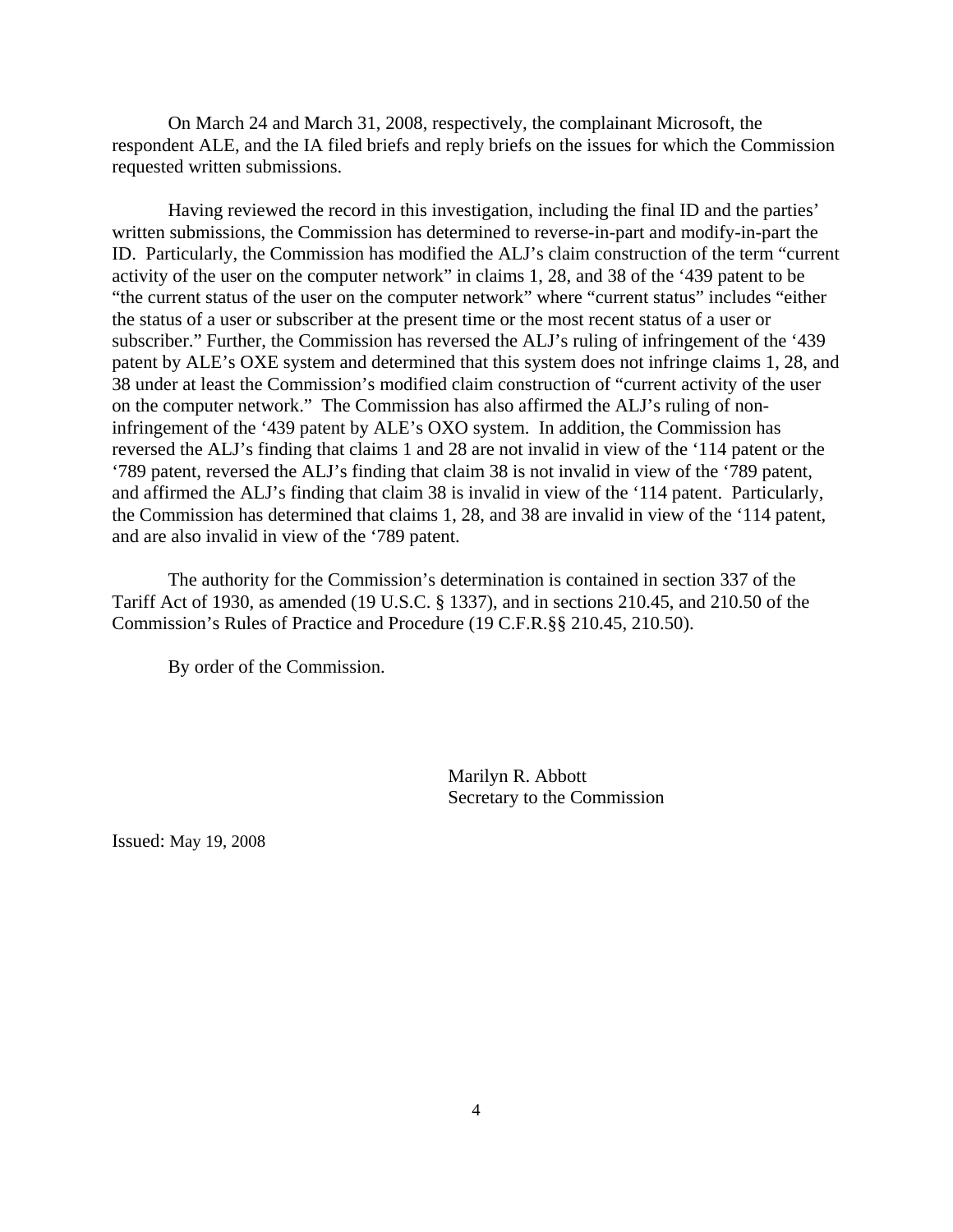On March 24 and March 31, 2008, respectively, the complainant Microsoft, the respondent ALE, and the IA filed briefs and reply briefs on the issues for which the Commission requested written submissions.

Having reviewed the record in this investigation, including the final ID and the parties' written submissions, the Commission has determined to reverse-in-part and modify-in-part the ID. Particularly, the Commission has modified the ALJ's claim construction of the term "current activity of the user on the computer network" in claims 1, 28, and 38 of the '439 patent to be "the current status of the user on the computer network" where "current status" includes "either the status of a user or subscriber at the present time or the most recent status of a user or subscriber." Further, the Commission has reversed the ALJ's ruling of infringement of the '439 patent by ALE's OXE system and determined that this system does not infringe claims 1, 28, and 38 under at least the Commission's modified claim construction of "current activity of the user on the computer network." The Commission has also affirmed the ALJ's ruling of non-infringement of the '439 patent by ALE's OXO system. In addition, the Commission has reversed the ALJ's finding that claims 1 and 28 are not invalid in view of the '114 patent or the '789 patent, reversed the ALJ's finding that claim 38 is not invalid in view of the '789 patent, and affirmed the ALJ's finding that claim 38 is invalid in view of the '114 patent. Particularly, the Commission has determined that claims 1, 28, and 38 are invalid in view of the '114 patent, and are also invalid in view of the '789 patent.

The authority for the Commission's determination is contained in section 337 of the Tariff Act of 1930, as amended (19 U.S.C. § 1337), and in sections 210.45, and 210.50 of the Commission's Rules of Practice and Procedure (19 C.F.R.§§ 210.45, 210.50).

By order of the Commission.

Marilyn R. Abbott
Secretary to the Commission

Issued: May 19, 2008